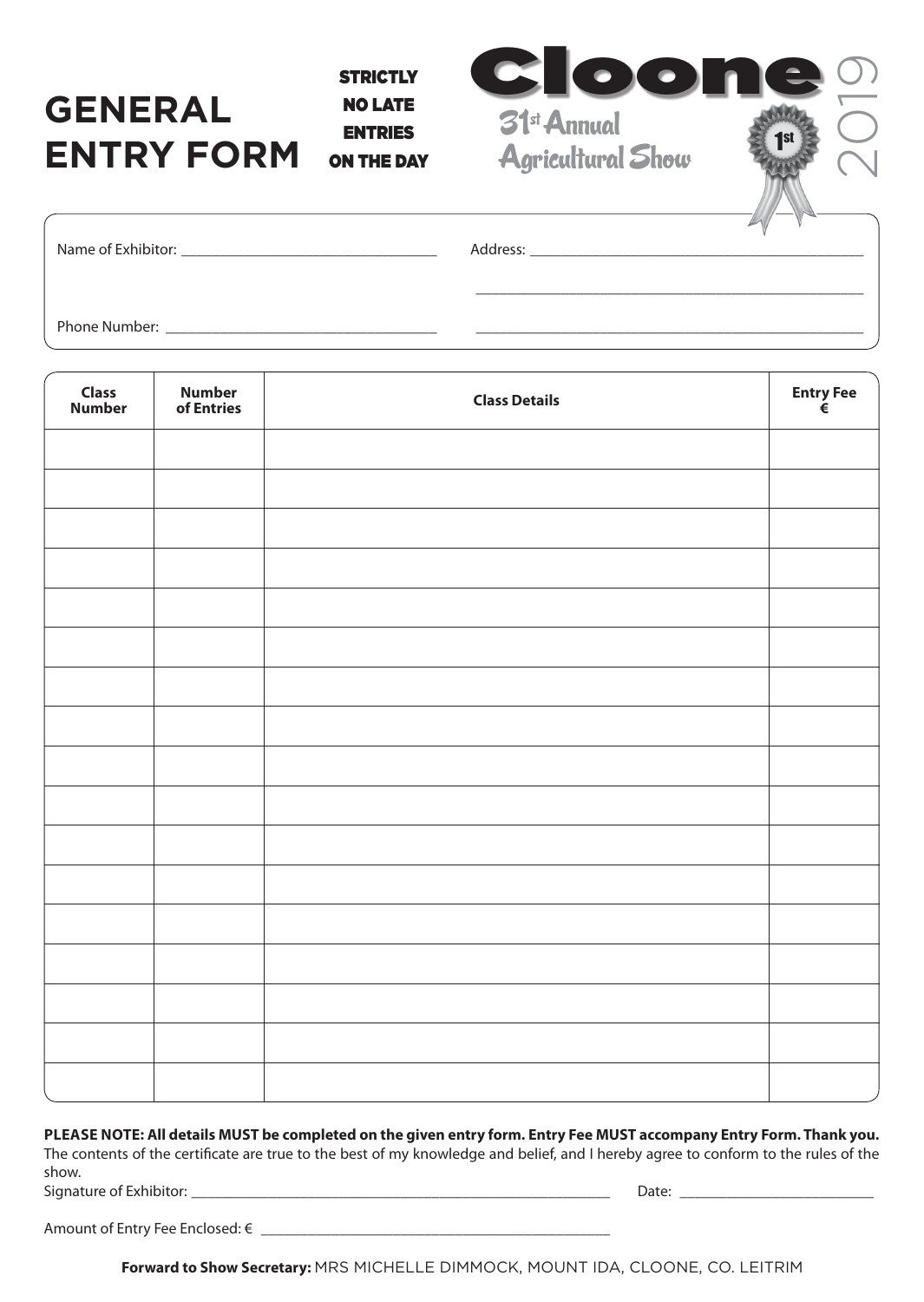# GENERAL ENTRY FORM

**STRICTLY NO LATE ENTRIES ON THE DAY**

**Cloone**
31st Annual Agricultural Show
1st
2019

Name of Exhibitor: ______________________________ Address: ______________________________

______________________________

Phone Number: ______________________________ ______________________________

| Class Number | Number of Entries | Class Details | Entry Fee € |
|---|---|---|---|
| | | | |
| | | | |
| | | | |
| | | | |
| | | | |
| | | | |
| | | | |
| | | | |
| | | | |
| | | | |
| | | | |
| | | | |
| | | | |
| | | | |
| | | | |
| | | | |
| | | | |

**PLEASE NOTE: All details MUST be completed on the given entry form. Entry Fee MUST accompany Entry Form. Thank you.**
The contents of the certificate are true to the best of my knowledge and belief, and I hereby agree to conform to the rules of the show.

Signature of Exhibitor: ______________________________ Date: ______________

Amount of Entry Fee Enclosed: € ______________________________

**Forward to Show Secretary:** MRS MICHELLE DIMMOCK, MOUNT IDA, CLOONE, CO. LEITRIM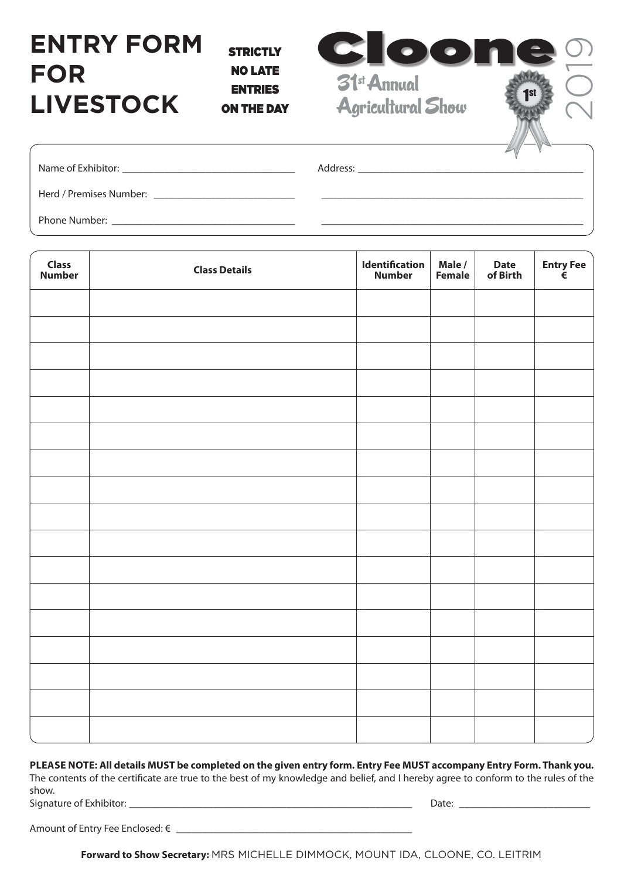# ENTRY FORM FOR LIVESTOCK

**STRICTLY NO LATE ENTRIES ON THE DAY**

**Cloone**
31st Annual Agricultural Show
1st
2019

Name of Exhibitor: ______________________________ Address: ______________________________

Herd / Premises Number: ______________________________ ______________________________

Phone Number: ______________________________ ______________________________

| Class Number | Class Details | Identification Number | Male / Female | Date of Birth | Entry Fee € |
|---|---|---|---|---|---|
| | | | | | |
| | | | | | |
| | | | | | |
| | | | | | |
| | | | | | |
| | | | | | |
| | | | | | |
| | | | | | |
| | | | | | |
| | | | | | |
| | | | | | |
| | | | | | |
| | | | | | |
| | | | | | |
| | | | | | |
| | | | | | |
| | | | | | |

**PLEASE NOTE: All details MUST be completed on the given entry form. Entry Fee MUST accompany Entry Form. Thank you.**
The contents of the certificate are true to the best of my knowledge and belief, and I hereby agree to conform to the rules of the show.

Signature of Exhibitor: ______________________________ Date: ______________________________

Amount of Entry Fee Enclosed: € ______________________________

**Forward to Show Secretary:** MRS MICHELLE DIMMOCK, MOUNT IDA, CLOONE, CO. LEITRIM